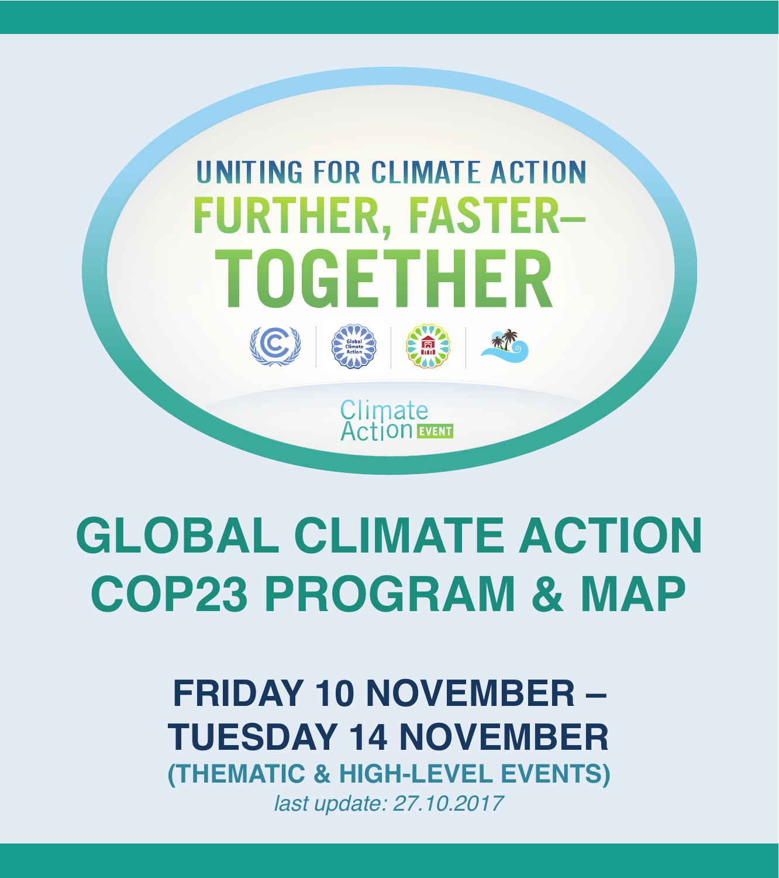UNITING FOR CLIMATE ACTION

FURTHER, FASTER–

TOGETHER

Global Climate Action

Climate Action EVENT

# GLOBAL CLIMATE ACTION COP23 PROGRAM & MAP

## FRIDAY 10 NOVEMBER – TUESDAY 14 NOVEMBER

### (THEMATIC & HIGH-LEVEL EVENTS)

*last update: 27.10.2017*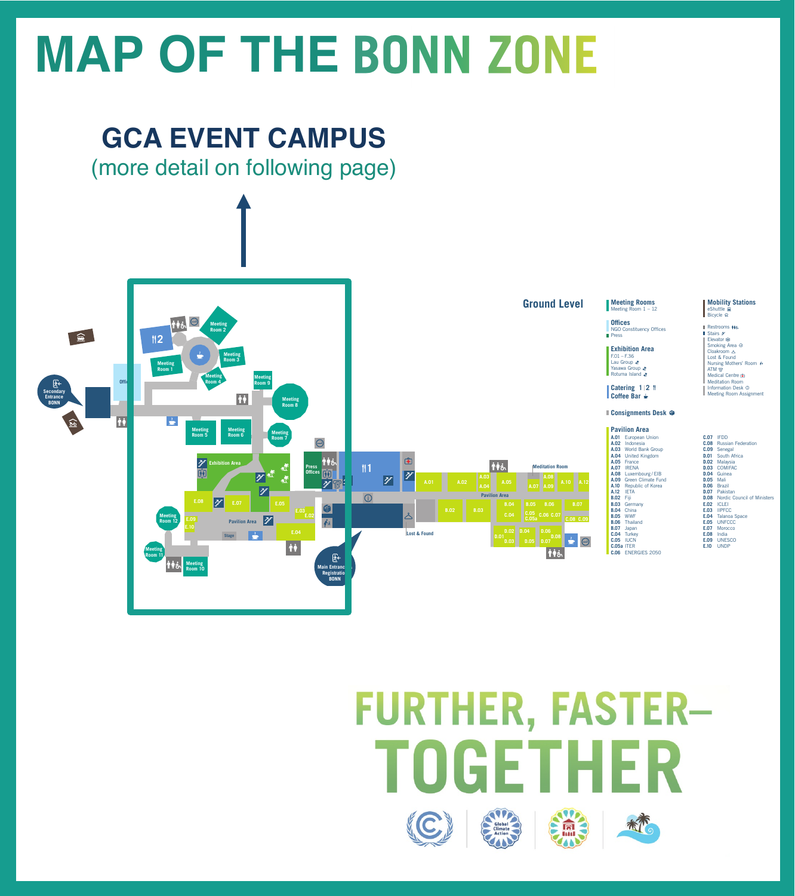# MAP OF THE BONN ZONE

## GCA EVENT CAMPUS

(more detail on following page)

### Ground Level

**Meeting Rooms**
Meeting Room 1 – 12

**Offices**
NGO Constituency Offices
Press

**Exhibition Area**
F.01 – F.36
Lau Group
Yasawa Group
Rotuma Island

**Catering** 1 | 2
**Coffee Bar**

**Consignments Desk**

**Mobility Stations**
eShuttle
Bicycle

Restrooms
Stairs
Elevator
Smoking Area
Cloakroom
Lost & Found
Nursing Mothers' Room
ATM
Medical Centre
Meditation Room
Information Desk
Meeting Room Assignment

**Pavilion Area**

- A.01 European Union
- A.02 Indonesia
- A.03 World Bank Group
- A.04 United Kingdom
- A.05 France
- A.07 IRENA
- A.08 Luxembourg / EIB
- A.09 Green Climate Fund
- A.10 Republic of Korea
- A.12 IETA
- B.02 Fiji
- B.03 Germany
- B.04 China
- B.05 WWF
- B.06 Thailand
- B.07 Japan
- C.04 Turkey
- C.05 IUCN
- C.05a ITER
- C.06 ENERGIES 2050
- C.07 IFDD
- C.08 Russian Federation
- C.09 Senegal
- D.01 South Africa
- D.02 Malaysia
- D.03 COMIFAC
- D.04 Guinea
- D.05 Mali
- D.06 Brazil
- D.07 Pakistan
- D.08 Nordic Council of Ministers
- E.02 ICLEI
- E.03 IIPFCC
- E.04 Talanoa Space
- E.05 UNFCCC
- E.07 Morocco
- E.08 India
- E.09 UNESCO
- E.10 UNDP

# FURTHER, FASTER– TOGETHER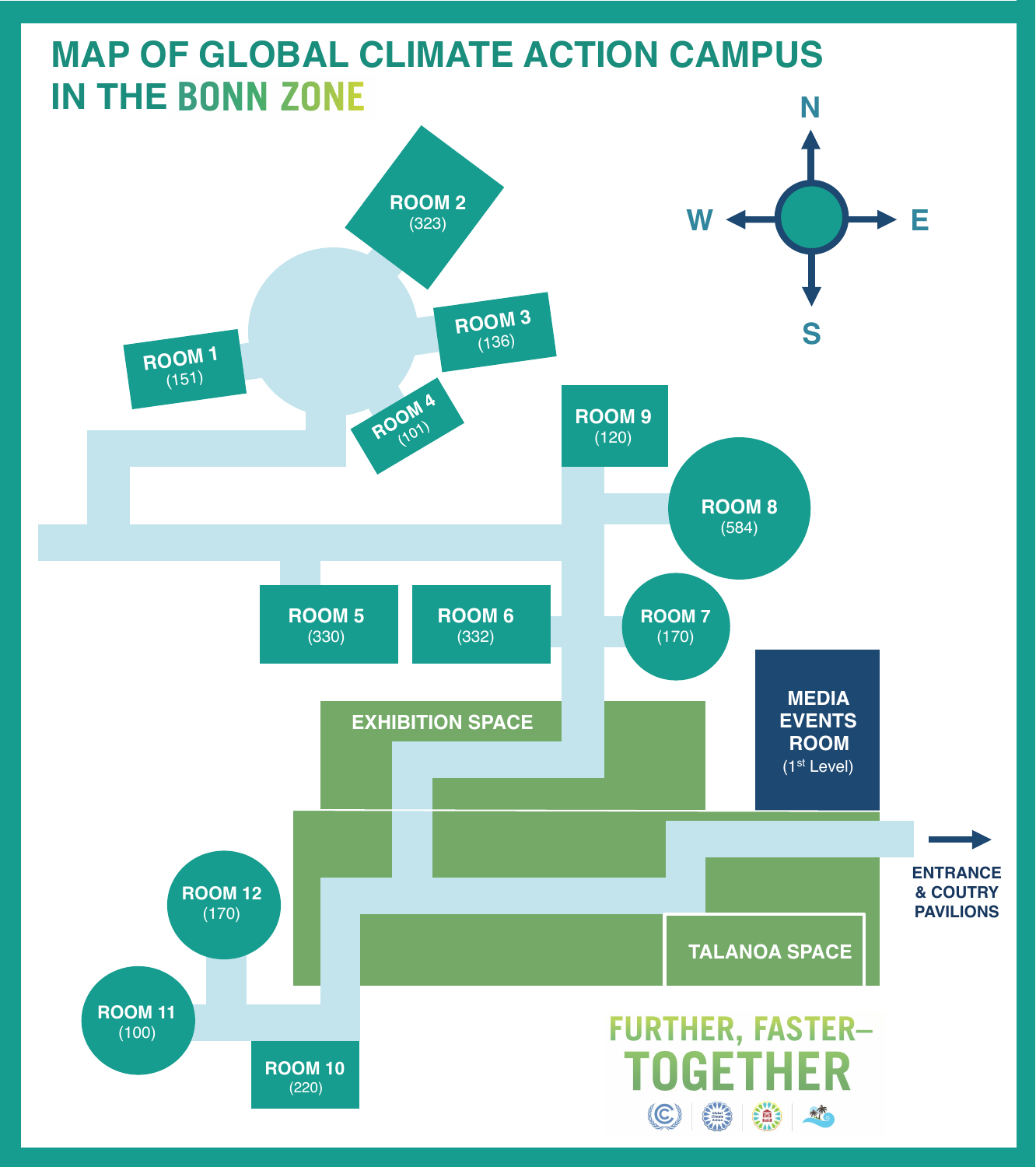# MAP OF GLOBAL CLIMATE ACTION CAMPUS IN THE BONN ZONE

N

W E

S

ROOM 2
(323)

ROOM 3
(136)

ROOM 1
(151)

ROOM 4
(101)

ROOM 9
(120)

ROOM 8
(584)

ROOM 5
(330)

ROOM 6
(332)

ROOM 7
(170)

EXHIBITION SPACE

MEDIA EVENTS ROOM
(1st Level)

ENTRANCE & COUTRY PAVILIONS

ROOM 12
(170)

ROOM 11
(100)

ROOM 10
(220)

TALANOA SPACE

FURTHER, FASTER–
TOGETHER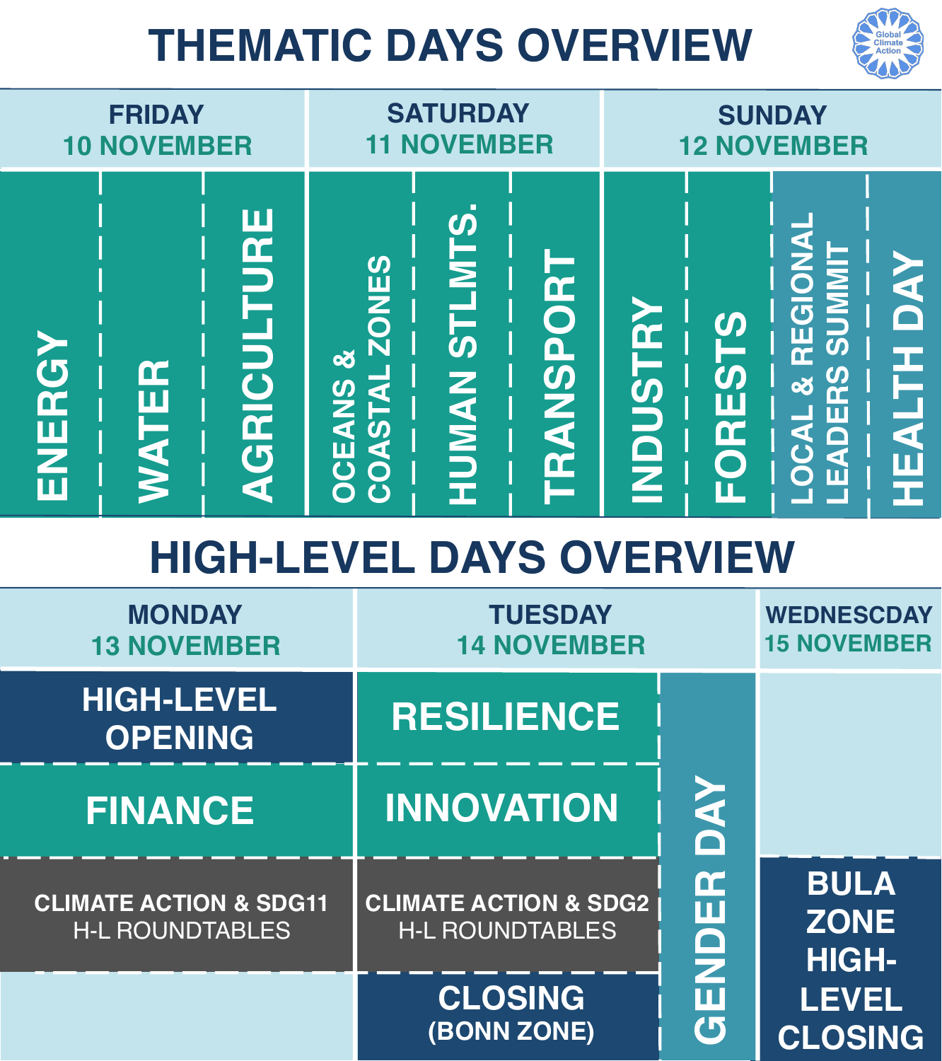# THEMATIC DAYS OVERVIEW

| FRIDAY 10 NOVEMBER | SATURDAY 11 NOVEMBER | SUNDAY 12 NOVEMBER |
|---|---|---|
| ENERGY | OCEANS & COASTAL ZONES | INDUSTRY |
| WATER | HUMAN STLMTS. | FORESTS |
| AGRICULTURE | TRANSPORT | LOCAL & REGIONAL LEADERS SUMMIT |
| | | HEALTH DAY |

# HIGH-LEVEL DAYS OVERVIEW

| MONDAY 13 NOVEMBER | TUESDAY 14 NOVEMBER | | WEDNESCDAY 15 NOVEMBER |
|---|---|---|---|
| HIGH-LEVEL OPENING | RESILIENCE | GENDER DAY | |
| FINANCE | INNOVATION | GENDER DAY | |
| CLIMATE ACTION & SDG11 H-L ROUNDTABLES | CLIMATE ACTION & SDG2 H-L ROUNDTABLES | GENDER DAY | BULA ZONE HIGH-LEVEL CLOSING |
| | CLOSING (BONN ZONE) | GENDER DAY | BULA ZONE HIGH-LEVEL CLOSING |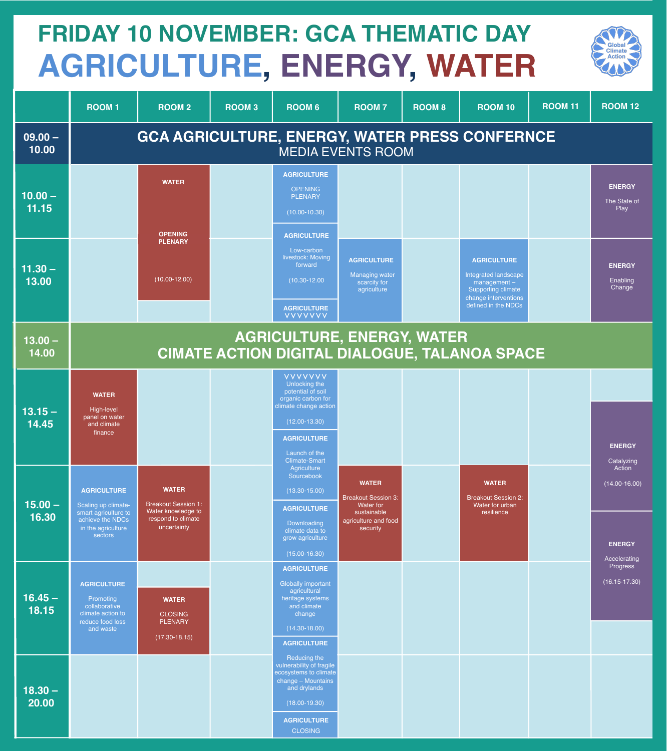# FRIDAY 10 NOVEMBER: GCA THEMATIC DAY

# AGRICULTURE, ENERGY, WATER

Global Climate Action

| | ROOM 1 | ROOM 2 | ROOM 3 | ROOM 6 | ROOM 7 | ROOM 8 | ROOM 10 | ROOM 11 | ROOM 12 |
|---|---|---|---|---|---|---|---|---|---|
| 09.00 – 10.00 | **GCA AGRICULTURE, ENERGY, WATER PRESS CONFERNCE** MEDIA EVENTS ROOM | | | | | | | | |
| 10.00 – 11.15 | | **WATER** OPENING PLENARY (10.00-12.00) | | **AGRICULTURE** OPENING PLENARY (10.00-10.30) | | | | | **ENERGY** The State of Play |
| 11.30 – 13.00 | | | | **AGRICULTURE** Low-carbon livestock: Moving forward (10.30-12.00); **AGRICULTURE** VVVVVVV | **AGRICULTURE** Managing water scarcity for agriculture | | **AGRICULTURE** Integrated landscape management – Supporting climate change interventions defined in the NDCs | | **ENERGY** Enabling Change |
| 13.00 – 14.00 | **AGRICULTURE, ENERGY, WATER CIMATE ACTION DIGITAL DIALOGUE, TALANOA SPACE** | | | | | | | | |
| 13.15 – 14.45 | **WATER** High-level panel on water and climate finance | | | VVVVVVV Unlocking the potential of soil organic carbon for climate change action (12.00-13.30); **AGRICULTURE** Launch of the Climate-Smart Agriculture Sourcebook (13.30-15.00) | | | | | **ENERGY** Catalyzing Action (14.00-16.00) |
| 15.00 – 16.30 | **AGRICULTURE** Scaling up climate-smart agriculture to achieve the NDCs in the agriculture sectors | **WATER** Breakout Session 1: Water knowledge to respond to climate uncertainty | | **AGRICULTURE** Downloading climate data to grow agriculture (15.00-16.30) | **WATER** Breakout Session 3: Water for sustainable agriculture and food security | | **WATER** Breakout Session 2: Water for urban resilience | | **ENERGY** Accelerating Progress (16.15-17.30) |
| 16.45 – 18.15 | **AGRICULTURE** Promoting collaborative climate action to reduce food loss and waste | **WATER** CLOSING PLENARY (17.30-18.15) | | **AGRICULTURE** Globally important agricultural heritage systems and climate change (14.30-18.00) | | | | | |
| 18.30 – 20.00 | | | | **AGRICULTURE** Reducing the vulnerability of fragile ecosystems to climate change – Mountains and drylands (18.00-19.30); **AGRICULTURE** CLOSING | | | | | |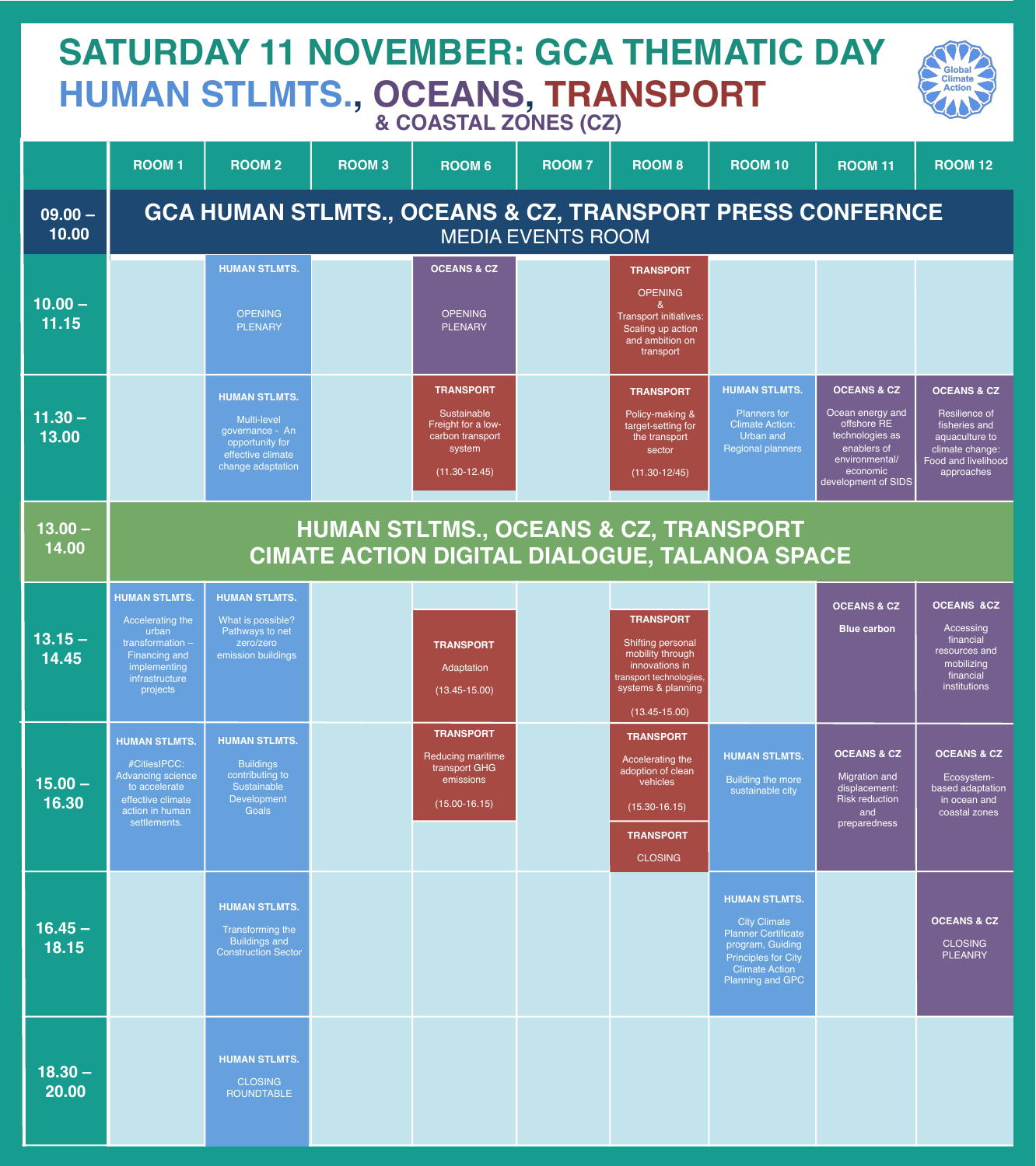# SATURDAY 11 NOVEMBER: GCA THEMATIC DAY

## HUMAN STLMTS., OCEANS, TRANSPORT

### & COASTAL ZONES (CZ)

Global Climate Action

| | ROOM 1 | ROOM 2 | ROOM 3 | ROOM 6 | ROOM 7 | ROOM 8 | ROOM 10 | ROOM 11 | ROOM 12 |
|---|---|---|---|---|---|---|---|---|---|
| 09.00 – 10.00 | **GCA HUMAN STLMTS., OCEANS & CZ, TRANSPORT PRESS CONFERNCE** MEDIA EVENTS ROOM | | | | | | | | |
| 10.00 – 11.15 | | **HUMAN STLMTS.** OPENING PLENARY | | **OCEANS & CZ** OPENING PLENARY | | **TRANSPORT** OPENING & Transport initiatives: Scaling up action and ambition on transport | | | |
| 11.30 – 13.00 | | **HUMAN STLMTS.** Multi-level governance - An opportunity for effective climate change adaptation | | **TRANSPORT** Sustainable Freight for a low-carbon transport system (11.30-12.45) | | **TRANSPORT** Policy-making & target-setting for the transport sector (11.30-12/45) | **HUMAN STLMTS.** Planners for Climate Action: Urban and Regional planners | **OCEANS & CZ** Ocean energy and offshore RE technologies as enablers of environmental/ economic development of SIDS | **OCEANS & CZ** Resilience of fisheries and aquaculture to climate change: Food and livelihood approaches |
| 13.00 – 14.00 | **HUMAN STLTMS., OCEANS & CZ, TRANSPORT CIMATE ACTION DIGITAL DIALOGUE, TALANOA SPACE** | | | | | | | | |
| 13.15 – 14.45 | **HUMAN STLMTS.** Accelerating the urban transformation – Financing and implementing infrastructure projects | **HUMAN STLMTS.** What is possible? Pathways to net zero/zero emission buildings | | **TRANSPORT** Adaptation (13.45-15.00) | | **TRANSPORT** Shifting personal mobility through innovations in transport technologies, systems & planning (13.45-15.00) | | **OCEANS & CZ** Blue carbon | **OCEANS &CZ** Accessing financial resources and mobilizing financial institutions |
| 15.00 – 16.30 | **HUMAN STLMTS.** #CitiesIPCC: Advancing science to accelerate effective climate action in human settlements. | **HUMAN STLMTS.** Buildings contributing to Sustainable Development Goals | | **TRANSPORT** Reducing maritime transport GHG emissions (15.00-16.15) | | **TRANSPORT** Accelerating the adoption of clean vehicles (15.30-16.15); **TRANSPORT** CLOSING | **HUMAN STLMTS.** Building the more sustainable city | **OCEANS & CZ** Migration and displacement: Risk reduction and preparedness | **OCEANS & CZ** Ecosystem-based adaptation in ocean and coastal zones |
| 16.45 – 18.15 | | **HUMAN STLMTS.** Transforming the Buildings and Construction Sector | | | | | **HUMAN STLMTS.** City Climate Planner Certificate program, Guiding Principles for City Climate Action Planning and GPC | | **OCEANS & CZ** CLOSING PLEANRY |
| 18.30 – 20.00 | | **HUMAN STLMTS.** CLOSING ROUNDTABLE | | | | | | | |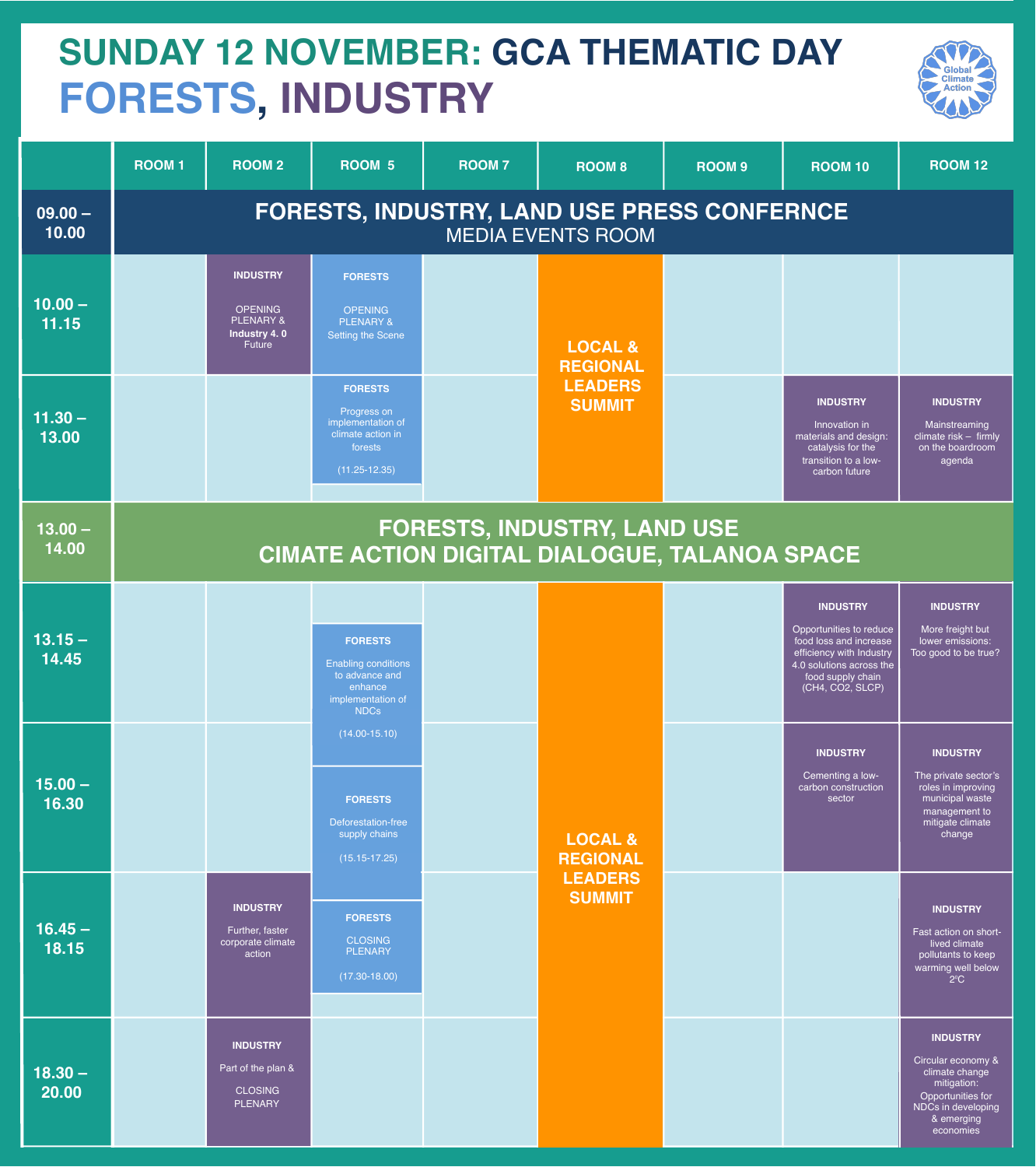# SUNDAY 12 NOVEMBER: GCA THEMATIC DAY

# FORESTS, INDUSTRY

Global Climate Action

| | ROOM 1 | ROOM 2 | ROOM 5 | ROOM 7 | ROOM 8 | ROOM 9 | ROOM 10 | ROOM 12 |
|---|---|---|---|---|---|---|---|---|
| 09.00 – 10.00 | **FORESTS, INDUSTRY, LAND USE PRESS CONFERNCE** MEDIA EVENTS ROOM | | | | | | | |
| 10.00 – 11.15 | | **INDUSTRY** OPENING PLENARY & **Industry 4. 0** Future | **FORESTS** OPENING PLENARY & Setting the Scene | | **LOCAL & REGIONAL LEADERS SUMMIT** | | | |
| 11.30 – 13.00 | | | **FORESTS** Progress on implementation of climate action in forests (11.25-12.35) | | **LOCAL & REGIONAL LEADERS SUMMIT** | | **INDUSTRY** Innovation in materials and design: catalysis for the transition to a low-carbon future | **INDUSTRY** Mainstreaming climate risk – firmly on the boardroom agenda |
| 13.00 – 14.00 | **FORESTS, INDUSTRY, LAND USE CIMATE ACTION DIGITAL DIALOGUE, TALANOA SPACE** | | | | | | | |
| 13.15 – 14.45 | | | **FORESTS** Enabling conditions to advance and enhance implementation of NDCs (14.00-15.10) | | **LOCAL & REGIONAL LEADERS SUMMIT** | | **INDUSTRY** Opportunities to reduce food loss and increase efficiency with Industry 4.0 solutions across the food supply chain ($CH_4$, $CO_2$, SLCP) | **INDUSTRY** More freight but lower emissions: Too good to be true? |
| 15.00 – 16.30 | | | **FORESTS** Deforestation-free supply chains (15.15-17.25) | | **LOCAL & REGIONAL LEADERS SUMMIT** | | **INDUSTRY** Cementing a low-carbon construction sector | **INDUSTRY** The private sector's roles in improving municipal waste management to mitigate climate change |
| 16.45 – 18.15 | | **INDUSTRY** Further, faster corporate climate action | **FORESTS** CLOSING PLENARY (17.30-18.00) | | **LOCAL & REGIONAL LEADERS SUMMIT** | | | **INDUSTRY** Fast action on short-lived climate pollutants to keep warming well below 2°C |
| 18.30 – 20.00 | | **INDUSTRY** Part of the plan & CLOSING PLENARY | | | **LOCAL & REGIONAL LEADERS SUMMIT** | | | **INDUSTRY** Circular economy & climate change mitigation: Opportunities for NDCs in developing & emerging economies |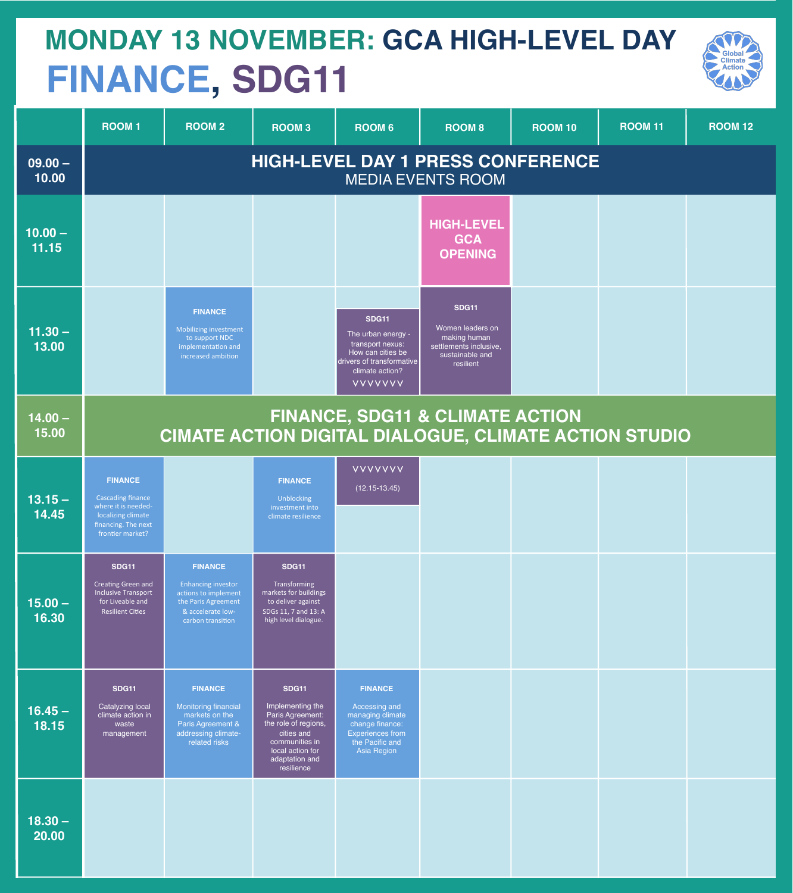# MONDAY 13 NOVEMBER: GCA HIGH-LEVEL DAY

## FINANCE, SDG11

Global Climate Action

| | ROOM 1 | ROOM 2 | ROOM 3 | ROOM 6 | ROOM 8 | ROOM 10 | ROOM 11 | ROOM 12 |
|---|---|---|---|---|---|---|---|---|
| 09.00 – 10.00 | **HIGH-LEVEL DAY 1 PRESS CONFERENCE** MEDIA EVENTS ROOM | | | | | | | |
| 10.00 – 11.15 | | | | | **HIGH-LEVEL GCA OPENING** | | | |
| 11.30 – 13.00 | | **FINANCE** Mobilizing investment to support NDC implementation and increased ambition | | **SDG11** The urban energy - transport nexus: How can cities be drivers of transformative climate action? VVVVVVV | **SDG11** Women leaders on making human settlements inclusive, sustainable and resilient | | | |
| 14.00 – 15.00 | **FINANCE, SDG11 & CLIMATE ACTION** CIMATE ACTION DIGITAL DIALOGUE, CLIMATE ACTION STUDIO | | | | | | | |
| 13.15 – 14.45 | **FINANCE** Cascading finance where it is needed- localizing climate financing. The next frontier market? | | **FINANCE** Unblocking investment into climate resilience | VVVVVVV (12.15-13.45) | | | | |
| 15.00 – 16.30 | **SDG11** Creating Green and Inclusive Transport for Liveable and Resilient Cities | **FINANCE** Enhancing investor actions to implement the Paris Agreement & accelerate low-carbon transition | **SDG11** Transforming markets for buildings to deliver against SDGs 11, 7 and 13: A high level dialogue. | | | | | |
| 16.45 – 18.15 | **SDG11** Catalyzing local climate action in waste management | **FINANCE** Monitoring financial markets on the Paris Agreement & addressing climate-related risks | **SDG11** Implementing the Paris Agreement: the role of regions, cities and communities in local action for adaptation and resilience | **FINANCE** Accessing and managing climate change finance: Experiences from the Pacific and Asia Region | | | | |
| 18.30 – 20.00 | | | | | | | | |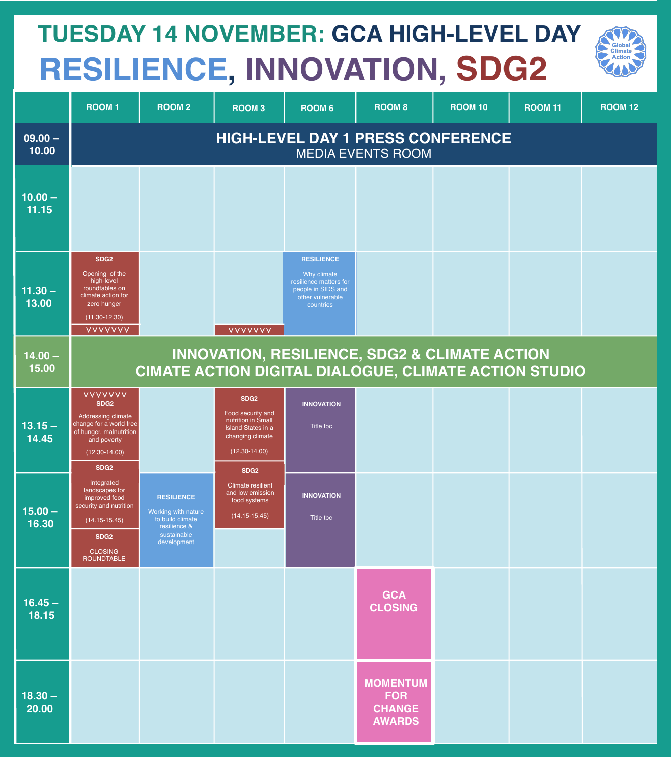# TUESDAY 14 NOVEMBER: GCA HIGH-LEVEL DAY

## RESILIENCE, INNOVATION, SDG2

Global Climate Action

| | ROOM 1 | ROOM 2 | ROOM 3 | ROOM 6 | ROOM 8 | ROOM 10 | ROOM 11 | ROOM 12 |
|---|---|---|---|---|---|---|---|---|
| 09.00 – 10.00 | **HIGH-LEVEL DAY 1 PRESS CONFERENCE** MEDIA EVENTS ROOM | | | | | | | |
| 10.00 – 11.15 | | | | | | | | |
| 11.30 – 13.00 | **SDG2** Opening of the high-level roundtables on climate action for zero hunger (11.30-12.30) VVVVVVV | | VVVVVVV | **RESILIENCE** Why climate resilience matters for people in SIDS and other vulnerable countries | | | | |
| 14.00 – 15.00 | **INNOVATION, RESILIENCE, SDG2 & CLIMATE ACTION** CIMATE ACTION DIGITAL DIALOGUE, CLIMATE ACTION STUDIO | | | | | | | |
| 13.15 – 14.45 | VVVVVVV **SDG2** Addressing climate change for a world free of hunger, malnutrition and poverty (12.30-14.00) | | **SDG2** Food security and nutrition in Small Island States in a changing climate (12.30-14.00) | **INNOVATION** Title tbc | | | | |
| 15.00 – 16.30 | **SDG2** Integrated landscapes for improved food security and nutrition (14.15-15.45); **SDG2** CLOSING ROUNDTABLE | **RESILIENCE** Working with nature to build climate resilience & sustainable development | **SDG2** Climate resilient and low emission food systems (14.15-15.45) | **INNOVATION** Title tbc | | | | |
| 16.45 – 18.15 | | | | | **GCA CLOSING** | | | |
| 18.30 – 20.00 | | | | | **MOMENTUM FOR CHANGE AWARDS** | | | |